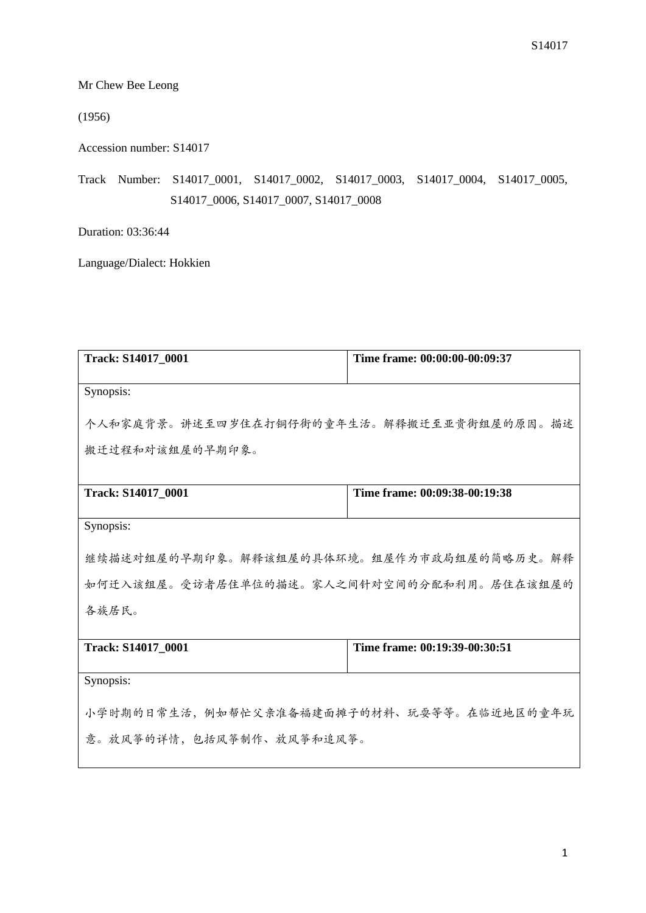Mr Chew Bee Leong

(1956)

Accession number: S14017

Track Number: S14017_0001, S14017_0002, S14017_0003, S14017_0004, S14017_0005, S14017_0006, S14017_0007, S14017_0008

Duration: 03:36:44

Language/Dialect: Hokkien

| **Track: S14017_0001** | **Time frame: 00:00:00-00:09:37** |
|---|---|
| Synopsis:<br><br>个人和家庭背景。讲述至四岁住在打铜仔街的童年生活。解释搬迁至亚贵街组屋的原因。描述搬迁过程和对该组屋的早期印象。 | |

| **Track: S14017_0001** | **Time frame: 00:09:38-00:19:38** |
|---|---|
| Synopsis:<br><br>继续描述对组屋的早期印象。解释该组屋的具体环境。组屋作为市政局组屋的简略历史。解释如何迁入该组屋。受访者居住单位的描述。家人之间针对空间的分配和利用。居住在该组屋的各族居民。 | |

| **Track: S14017_0001** | **Time frame: 00:19:39-00:30:51** |
|---|---|
| Synopsis:<br><br>小学时期的日常生活，例如帮忙父亲准备福建面摊子的材料、玩耍等等。在临近地区的童年玩意。放风筝的详情，包括风筝制作、放风筝和追风筝。 | |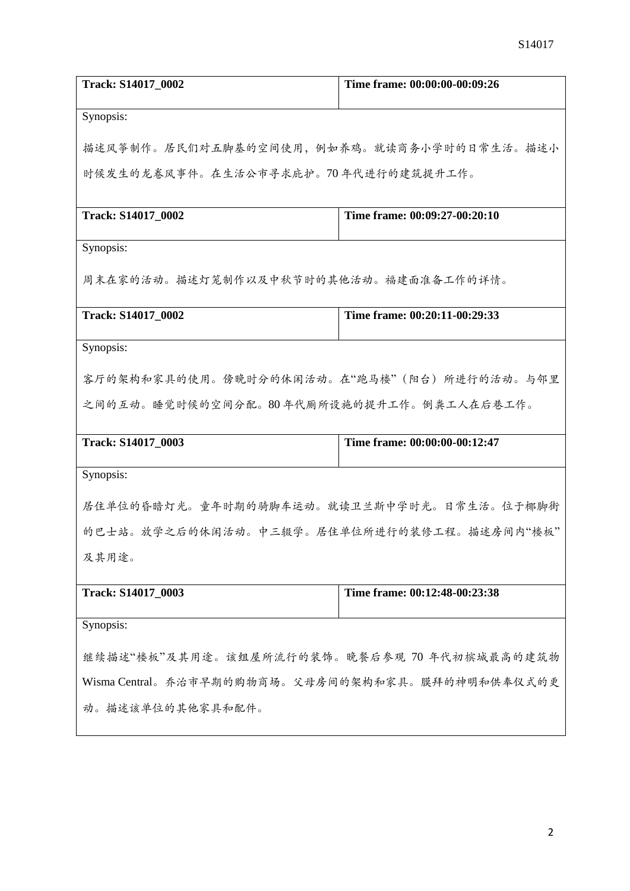| Track: S14017_0002 | Time frame: 00:00:00-00:09:26 |
|---|---|
| Synopsis: | |
| 描述风筝制作。居民们对五脚基的空间使用，例如养鸡。就读商务小学时的日常生活。描述小时候发生的龙卷风事件。在生活公市寻求庇护。70 年代进行的建筑提升工作。 | |

| Track: S14017_0002 | Time frame: 00:09:27-00:20:10 |
|---|---|
| Synopsis: | |
| 周末在家的活动。描述灯笼制作以及中秋节时的其他活动。福建面准备工作的详情。 | |

| Track: S14017_0002 | Time frame: 00:20:11-00:29:33 |
|---|---|
| Synopsis: | |
| 客厅的架构和家具的使用。傍晚时分的休闲活动。在"跑马楼"（阳台）所进行的活动。与邻里之间的互动。睡觉时候的空间分配。80 年代厕所设施的提升工作。倒粪工人在后巷工作。 | |

| Track: S14017_0003 | Time frame: 00:00:00-00:12:47 |
|---|---|
| Synopsis: | |
| 居住单位的昏暗灯光。童年时期的骑脚车运动。就读卫兰斯中学时光。日常生活。位于椰脚街的巴士站。放学之后的休闲活动。中三辍学。居住单位所进行的装修工程。描述房间内"楼板"及其用途。 | |

| Track: S14017_0003 | Time frame: 00:12:48-00:23:38 |
|---|---|
| Synopsis: | |
| 继续描述"楼板"及其用途。该组屋所流行的装饰。晚餐后参观 70 年代初槟城最高的建筑物 Wisma Central。乔治市早期的购物商场。父母房间的架构和家具。膜拜的神明和供奉仪式的更动。描述该单位的其他家具和配件。 | |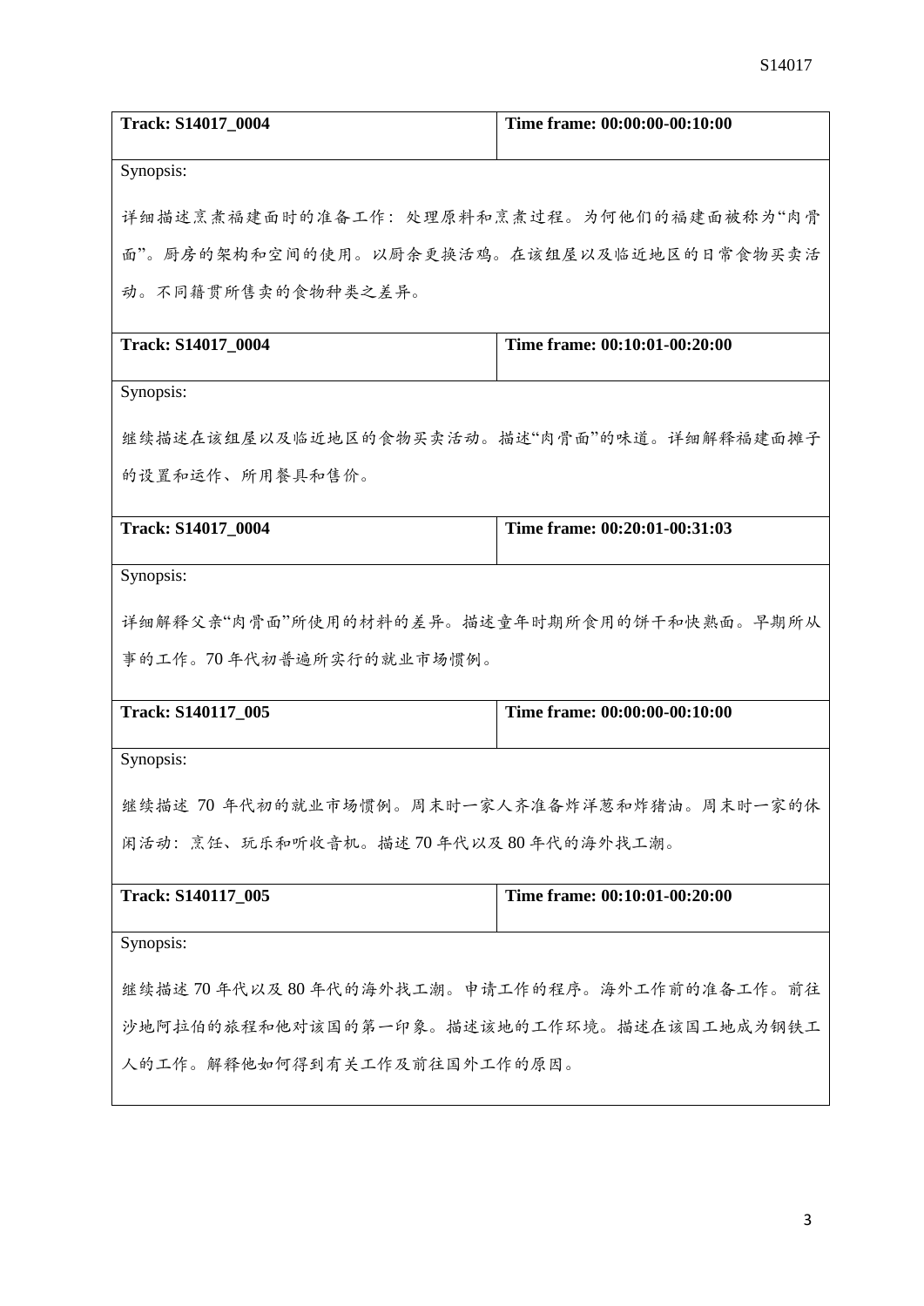| Track: S14017_0004 | Time frame: 00:00:00-00:10:00 |
|---|---|
| Synopsis: | |
| 详细描述烹煮福建面时的准备工作：处理原料和烹煮过程。为何他们的福建面被称为"肉骨面"。厨房的架构和空间的使用。以厨余更换活鸡。在该组屋以及临近地区的日常食物买卖活动。不同籍贯所售卖的食物种类之差异。 | |

| Track: S14017_0004 | Time frame: 00:10:01-00:20:00 |
|---|---|
| Synopsis: | |
| 继续描述在该组屋以及临近地区的食物买卖活动。描述"肉骨面"的味道。详细解释福建面摊子的设置和运作、所用餐具和售价。 | |

| Track: S14017_0004 | Time frame: 00:20:01-00:31:03 |
|---|---|
| Synopsis: | |
| 详细解释父亲"肉骨面"所使用的材料的差异。描述童年时期所食用的饼干和快熟面。早期所从事的工作。70 年代初普遍所实行的就业市场惯例。 | |

| Track: S140117_005 | Time frame: 00:00:00-00:10:00 |
|---|---|
| Synopsis: | |
| 继续描述 70 年代初的就业市场惯例。周末时一家人齐准备炸洋葱和炸猪油。周末时一家的休闲活动：烹饪、玩乐和听收音机。描述 70 年代以及 80 年代的海外找工潮。 | |

| Track: S140117_005 | Time frame: 00:10:01-00:20:00 |
|---|---|
| Synopsis: | |
| 继续描述 70 年代以及 80 年代的海外找工潮。申请工作的程序。海外工作前的准备工作。前往沙地阿拉伯的旅程和他对该国的第一印象。描述该地的工作环境。描述在该国工地成为钢铁工人的工作。解释他如何得到有关工作及前往国外工作的原因。 | |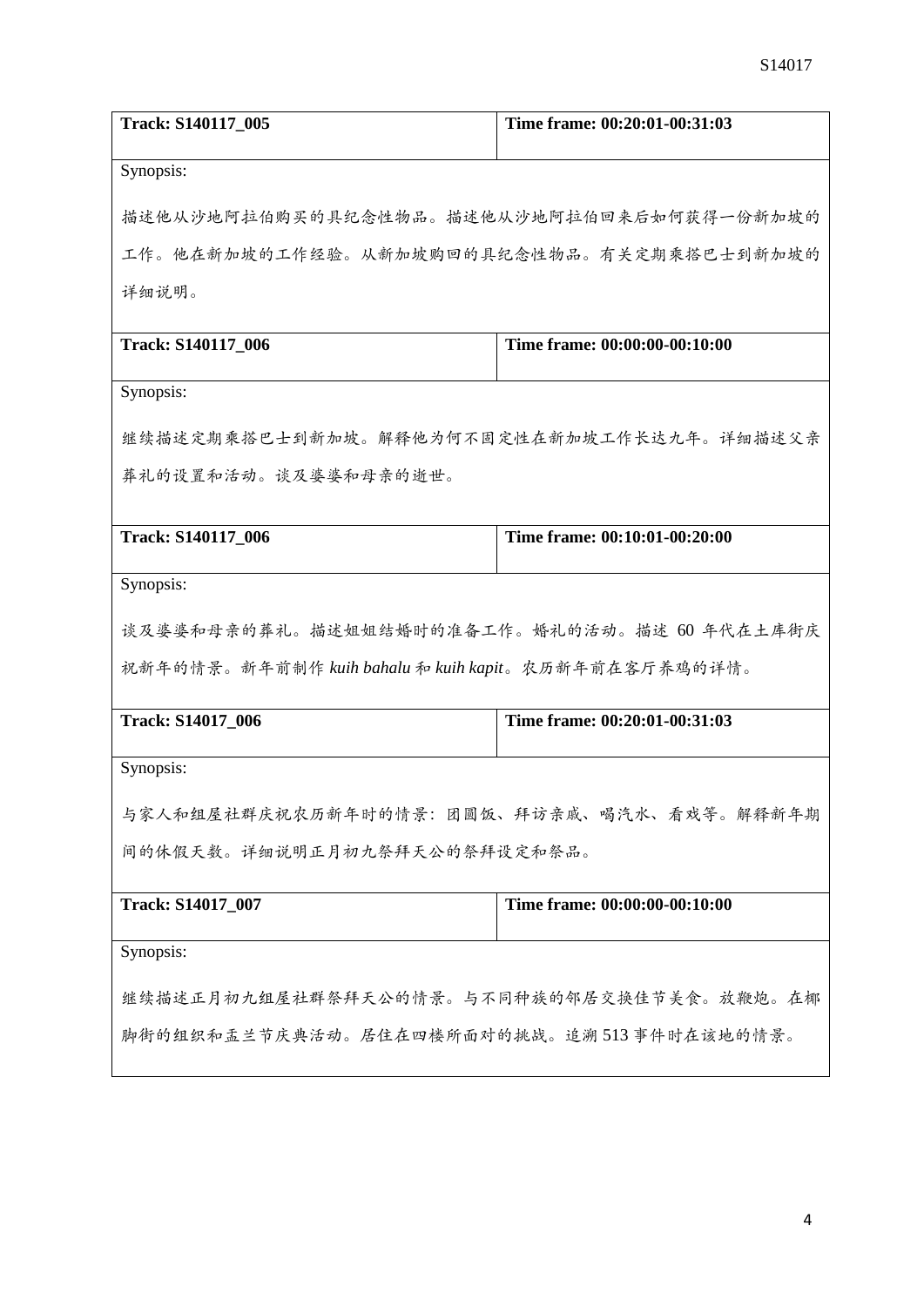| Track: S140117_005 | Time frame: 00:20:01-00:31:03 |
| --- | --- |
| Synopsis:<br><br>描述他从沙地阿拉伯购买的具纪念性物品。描述他从沙地阿拉伯回来后如何获得一份新加坡的工作。他在新加坡的工作经验。从新加坡购回的具纪念性物品。有关定期乘搭巴士到新加坡的详细说明。 | |
| **Track: S140117_006** | **Time frame: 00:00:00-00:10:00** |
| Synopsis:<br><br>继续描述定期乘搭巴士到新加坡。解释他为何不固定性在新加坡工作长达九年。详细描述父亲葬礼的设置和活动。谈及婆婆和母亲的逝世。 | |
| **Track: S140117_006** | **Time frame: 00:10:01-00:20:00** |
| Synopsis:<br><br>谈及婆婆和母亲的葬礼。描述姐姐结婚时的准备工作。婚礼的活动。描述 60 年代在土库街庆祝新年的情景。新年前制作 *kuih bahalu* 和 *kuih kapit*。农历新年前在客厅养鸡的详情。 | |
| **Track: S14017_006** | **Time frame: 00:20:01-00:31:03** |
| Synopsis:<br><br>与家人和组屋社群庆祝农历新年时的情景：团圆饭、拜访亲戚、喝汽水、看戏等。解释新年期间的休假天数。详细说明正月初九祭拜天公的祭拜设定和祭品。 | |
| **Track: S14017_007** | **Time frame: 00:00:00-00:10:00** |
| Synopsis:<br><br>继续描述正月初九组屋社群祭拜天公的情景。与不同种族的邻居交换佳节美食。放鞭炮。在椰脚街的组织和盂兰节庆典活动。居住在四楼所面对的挑战。追溯 513 事件时在该地的情景。 | |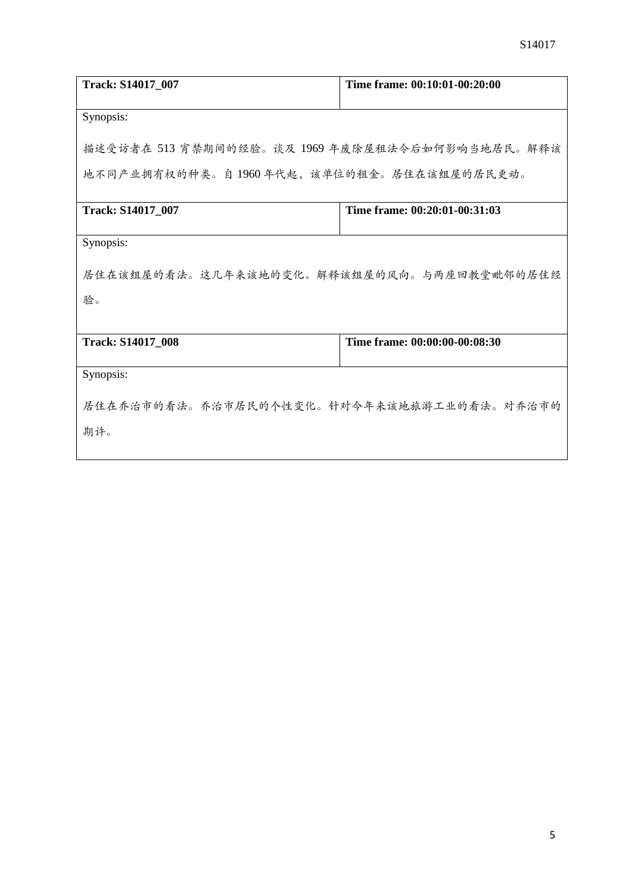| **Track: S14017_007** | **Time frame: 00:10:01-00:20:00** |
| --- | --- |
| Synopsis:<br><br>描述受访者在 513 宵禁期间的经验。谈及 1969 年废除屋租法令后如何影响当地居民。解释该地不同产业拥有权的种类。自 1960 年代起，该单位的租金。居住在该组屋的居民更动。 | |

| **Track: S14017_007** | **Time frame: 00:20:01-00:31:03** |
| --- | --- |
| Synopsis:<br><br>居住在该组屋的看法。这几年来该地的变化。解释该组屋的风向。与两座回教堂毗邻的居住经验。 | |

| **Track: S14017_008** | **Time frame: 00:00:00-00:08:30** |
| --- | --- |
| Synopsis:<br><br>居住在乔治市的看法。乔治市居民的个性变化。针对今年来该地旅游工业的看法。对乔治市的期许。 | |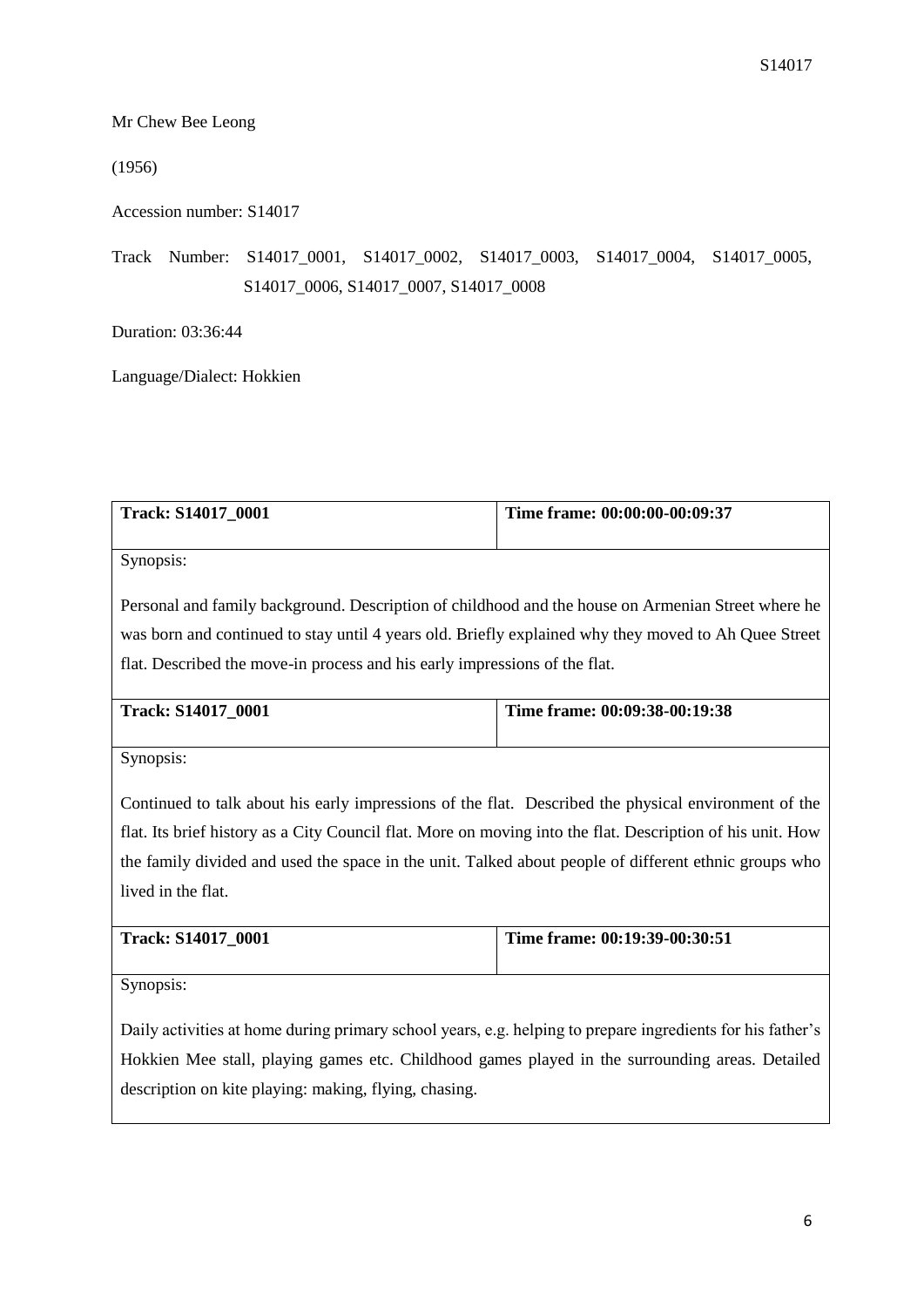Mr Chew Bee Leong

(1956)

Accession number: S14017

Track Number: S14017_0001, S14017_0002, S14017_0003, S14017_0004, S14017_0005, S14017_0006, S14017_0007, S14017_0008

Duration: 03:36:44

Language/Dialect: Hokkien

| **Track: S14017_0001** | **Time frame: 00:00:00-00:09:37** |
|---|---|
| Synopsis:<br><br>Personal and family background. Description of childhood and the house on Armenian Street where he was born and continued to stay until 4 years old. Briefly explained why they moved to Ah Quee Street flat. Described the move-in process and his early impressions of the flat. | |

| **Track: S14017_0001** | **Time frame: 00:09:38-00:19:38** |
|---|---|
| Synopsis:<br><br>Continued to talk about his early impressions of the flat. Described the physical environment of the flat. Its brief history as a City Council flat. More on moving into the flat. Description of his unit. How the family divided and used the space in the unit. Talked about people of different ethnic groups who lived in the flat. | |

| **Track: S14017_0001** | **Time frame: 00:19:39-00:30:51** |
|---|---|
| Synopsis:<br><br>Daily activities at home during primary school years, e.g. helping to prepare ingredients for his father's Hokkien Mee stall, playing games etc. Childhood games played in the surrounding areas. Detailed description on kite playing: making, flying, chasing. | |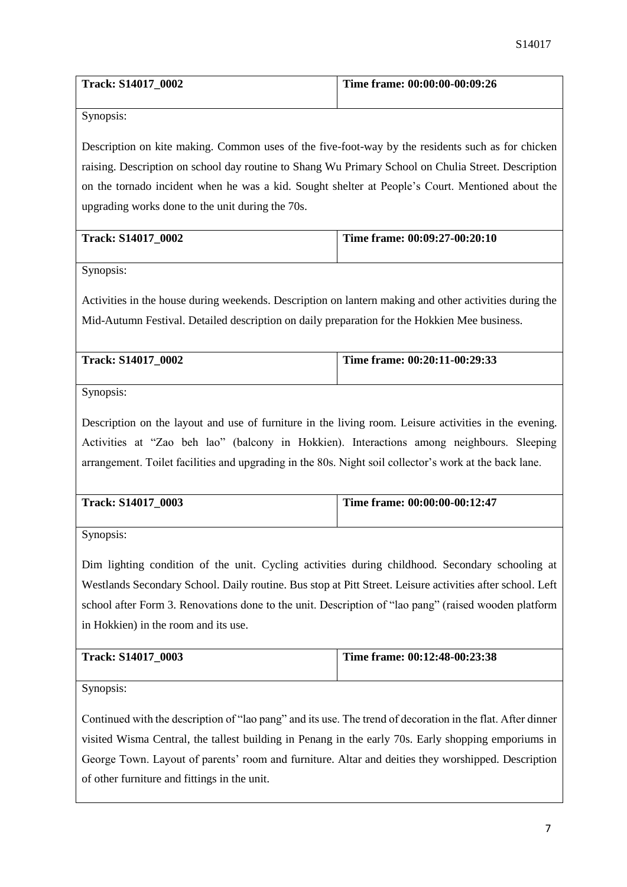| Track: S14017_0002 | Time frame: 00:00:00-00:09:26 |
|---|---|

Synopsis:

Description on kite making. Common uses of the five-foot-way by the residents such as for chicken raising. Description on school day routine to Shang Wu Primary School on Chulia Street. Description on the tornado incident when he was a kid. Sought shelter at People's Court. Mentioned about the upgrading works done to the unit during the 70s.

| Track: S14017_0002 | Time frame: 00:09:27-00:20:10 |
|---|---|

Synopsis:

Activities in the house during weekends. Description on lantern making and other activities during the Mid-Autumn Festival. Detailed description on daily preparation for the Hokkien Mee business.

| Track: S14017_0002 | Time frame: 00:20:11-00:29:33 |
|---|---|

Synopsis:

Description on the layout and use of furniture in the living room. Leisure activities in the evening. Activities at "Zao beh lao" (balcony in Hokkien). Interactions among neighbours. Sleeping arrangement. Toilet facilities and upgrading in the 80s. Night soil collector's work at the back lane.

| Track: S14017_0003 | Time frame: 00:00:00-00:12:47 |
|---|---|

Synopsis:

Dim lighting condition of the unit. Cycling activities during childhood. Secondary schooling at Westlands Secondary School. Daily routine. Bus stop at Pitt Street. Leisure activities after school. Left school after Form 3. Renovations done to the unit. Description of "lao pang" (raised wooden platform in Hokkien) in the room and its use.

| Track: S14017_0003 | Time frame: 00:12:48-00:23:38 |
|---|---|

Synopsis:

Continued with the description of "lao pang" and its use. The trend of decoration in the flat. After dinner visited Wisma Central, the tallest building in Penang in the early 70s. Early shopping emporiums in George Town. Layout of parents' room and furniture. Altar and deities they worshipped. Description of other furniture and fittings in the unit.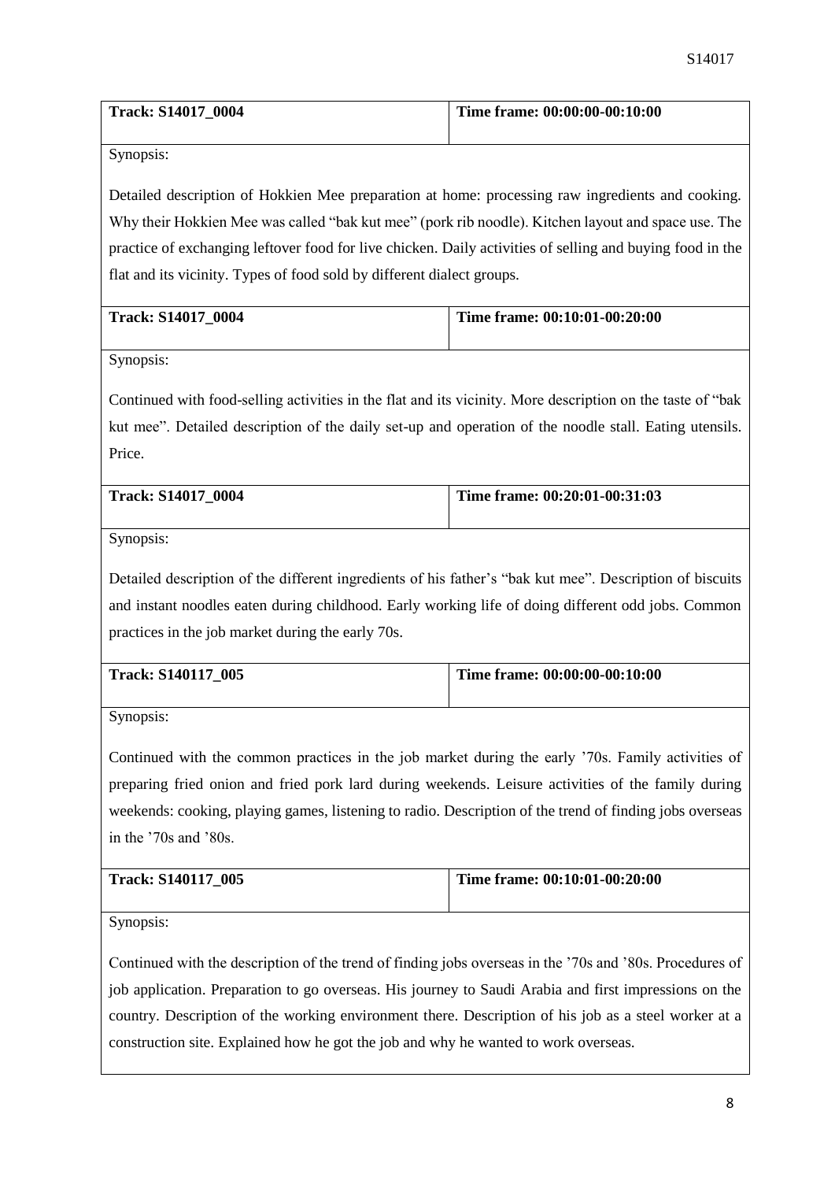| Track: S14017_0004 | Time frame: 00:00:00-00:10:00 |
|---|---|

Synopsis:

Detailed description of Hokkien Mee preparation at home: processing raw ingredients and cooking. Why their Hokkien Mee was called "bak kut mee" (pork rib noodle). Kitchen layout and space use. The practice of exchanging leftover food for live chicken. Daily activities of selling and buying food in the flat and its vicinity. Types of food sold by different dialect groups.

| Track: S14017_0004 | Time frame: 00:10:01-00:20:00 |
|---|---|

Synopsis:

Continued with food-selling activities in the flat and its vicinity. More description on the taste of "bak kut mee". Detailed description of the daily set-up and operation of the noodle stall. Eating utensils. Price.

| Track: S14017_0004 | Time frame: 00:20:01-00:31:03 |
|---|---|

Synopsis:

Detailed description of the different ingredients of his father's "bak kut mee". Description of biscuits and instant noodles eaten during childhood. Early working life of doing different odd jobs. Common practices in the job market during the early 70s.

| Track: S140117_005 | Time frame: 00:00:00-00:10:00 |
|---|---|

Synopsis:

Continued with the common practices in the job market during the early '70s. Family activities of preparing fried onion and fried pork lard during weekends. Leisure activities of the family during weekends: cooking, playing games, listening to radio. Description of the trend of finding jobs overseas in the '70s and '80s.

| Track: S140117_005 | Time frame: 00:10:01-00:20:00 |
|---|---|

Synopsis:

Continued with the description of the trend of finding jobs overseas in the '70s and '80s. Procedures of job application. Preparation to go overseas. His journey to Saudi Arabia and first impressions on the country. Description of the working environment there. Description of his job as a steel worker at a construction site. Explained how he got the job and why he wanted to work overseas.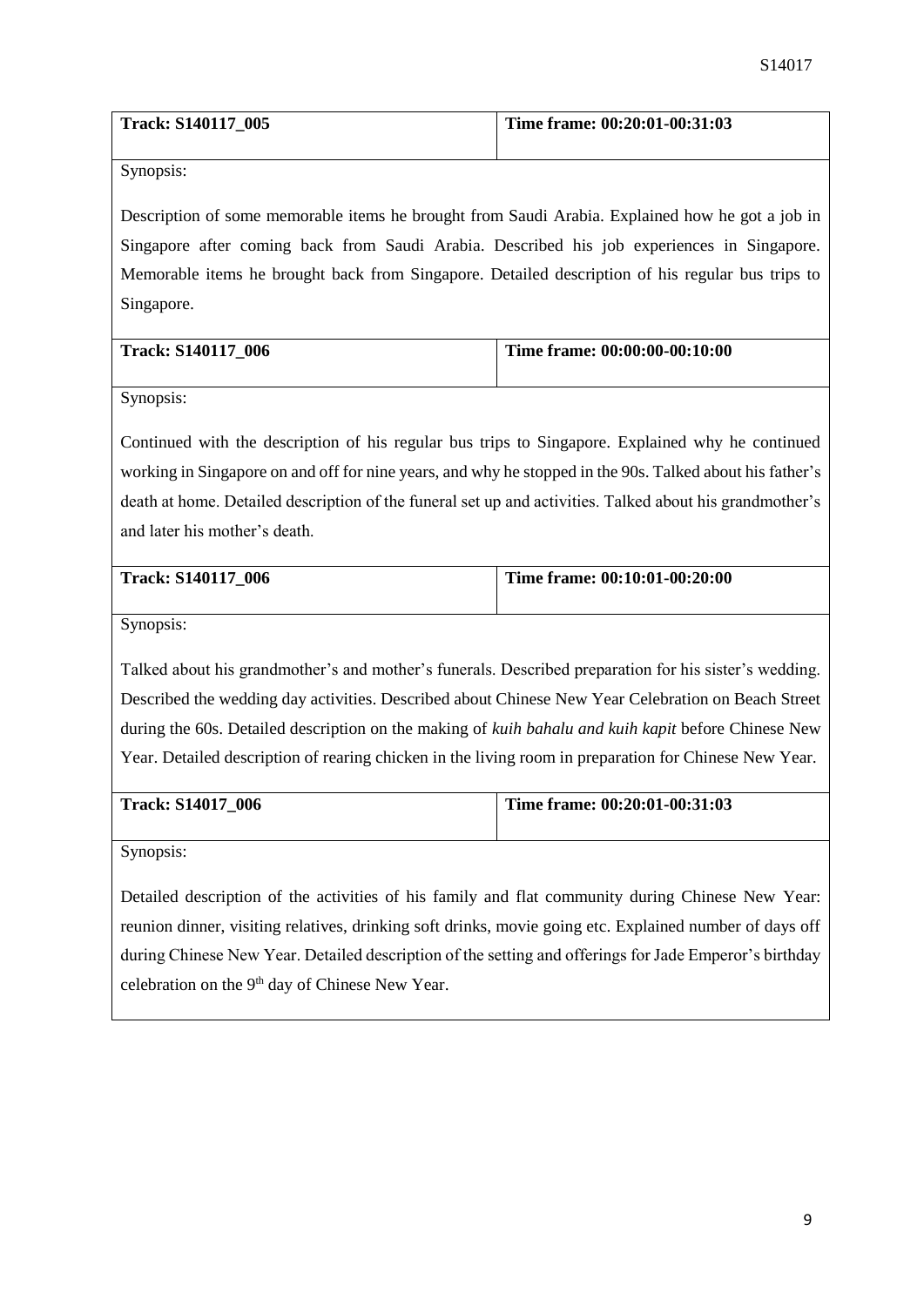| **Track: S140117_005** | **Time frame: 00:20:01-00:31:03** |
| --- | --- |

Synopsis:

Description of some memorable items he brought from Saudi Arabia. Explained how he got a job in Singapore after coming back from Saudi Arabia. Described his job experiences in Singapore. Memorable items he brought back from Singapore. Detailed description of his regular bus trips to Singapore.

| **Track: S140117_006** | **Time frame: 00:00:00-00:10:00** |
| --- | --- |

Synopsis:

Continued with the description of his regular bus trips to Singapore. Explained why he continued working in Singapore on and off for nine years, and why he stopped in the 90s. Talked about his father's death at home. Detailed description of the funeral set up and activities. Talked about his grandmother's and later his mother's death.

| **Track: S140117_006** | **Time frame: 00:10:01-00:20:00** |
| --- | --- |

Synopsis:

Talked about his grandmother's and mother's funerals. Described preparation for his sister's wedding. Described the wedding day activities. Described about Chinese New Year Celebration on Beach Street during the 60s. Detailed description on the making of *kuih bahalu and kuih kapit* before Chinese New Year. Detailed description of rearing chicken in the living room in preparation for Chinese New Year.

| **Track: S14017_006** | **Time frame: 00:20:01-00:31:03** |
| --- | --- |

Synopsis:

Detailed description of the activities of his family and flat community during Chinese New Year: reunion dinner, visiting relatives, drinking soft drinks, movie going etc. Explained number of days off during Chinese New Year. Detailed description of the setting and offerings for Jade Emperor's birthday celebration on the 9th day of Chinese New Year.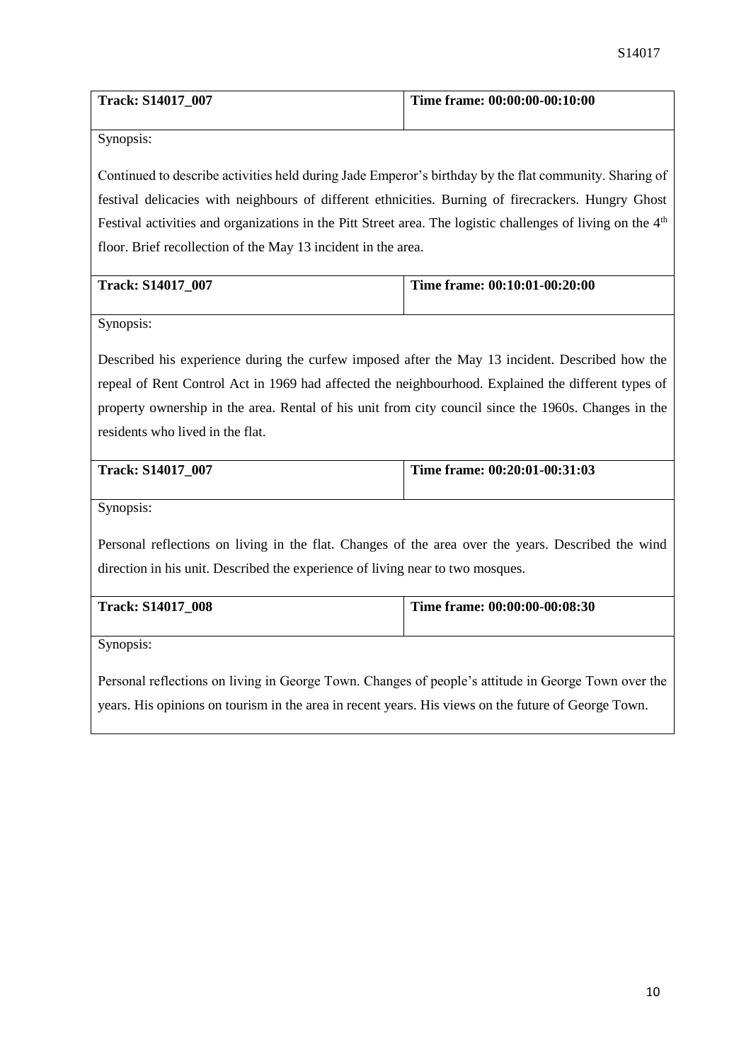| Track: S14017_007 | Time frame: 00:00:00-00:10:00 |
| --- | --- |

Synopsis:

Continued to describe activities held during Jade Emperor's birthday by the flat community. Sharing of festival delicacies with neighbours of different ethnicities. Burning of firecrackers. Hungry Ghost Festival activities and organizations in the Pitt Street area. The logistic challenges of living on the 4th floor. Brief recollection of the May 13 incident in the area.

| Track: S14017_007 | Time frame: 00:10:01-00:20:00 |
| --- | --- |

Synopsis:

Described his experience during the curfew imposed after the May 13 incident. Described how the repeal of Rent Control Act in 1969 had affected the neighbourhood. Explained the different types of property ownership in the area. Rental of his unit from city council since the 1960s. Changes in the residents who lived in the flat.

| Track: S14017_007 | Time frame: 00:20:01-00:31:03 |
| --- | --- |

Synopsis:

Personal reflections on living in the flat. Changes of the area over the years. Described the wind direction in his unit. Described the experience of living near to two mosques.

| Track: S14017_008 | Time frame: 00:00:00-00:08:30 |
| --- | --- |

Synopsis:

Personal reflections on living in George Town. Changes of people's attitude in George Town over the years. His opinions on tourism in the area in recent years. His views on the future of George Town.